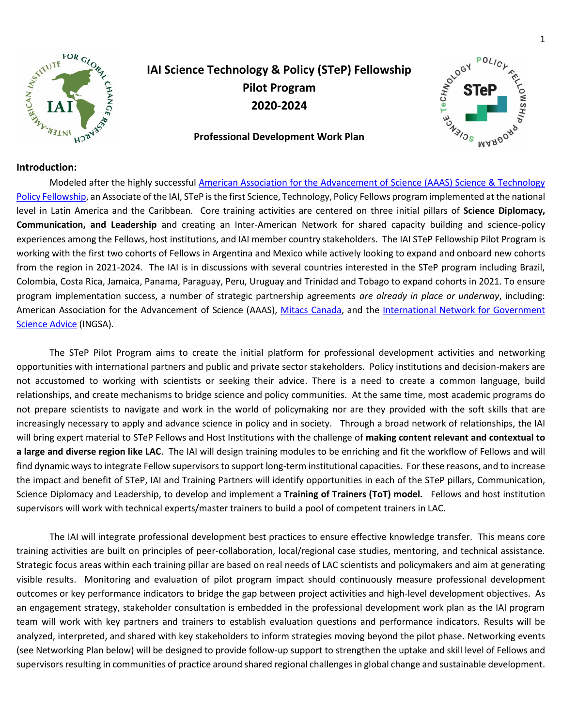# IAI Science Technology & Policy (STeP) Fellowship Pilot Program 2020-2024

## Professional Development Work Plan

### Introduction:

Modeled after the highly successful American Association for the Advancement of Science (AAAS) Science & Technology Policy Fellowship, an Associate of the IAI, STeP is the first Science, Technology, Policy Fellows program implemented at the national level in Latin America and the Caribbean. Core training activities are centered on three initial pillars of **Science Diplomacy, Communication, and Leadership** and creating an Inter-American Network for shared capacity building and science-policy experiences among the Fellows, host institutions, and IAI member country stakeholders. The IAI STeP Fellowship Pilot Program is working with the first two cohorts of Fellows in Argentina and Mexico while actively looking to expand and onboard new cohorts from the region in 2021-2024. The IAI is in discussions with several countries interested in the STeP program including Brazil, Colombia, Costa Rica, Jamaica, Panama, Paraguay, Peru, Uruguay and Trinidad and Tobago to expand cohorts in 2021. To ensure program implementation success, a number of strategic partnership agreements *are already in place or underway*, including: American Association for the Advancement of Science (AAAS), Mitacs Canada, and the International Network for Government Science Advice (INGSA).

The STeP Pilot Program aims to create the initial platform for professional development activities and networking opportunities with international partners and public and private sector stakeholders. Policy institutions and decision-makers are not accustomed to working with scientists or seeking their advice. There is a need to create a common language, build relationships, and create mechanisms to bridge science and policy communities. At the same time, most academic programs do not prepare scientists to navigate and work in the world of policymaking nor are they provided with the soft skills that are increasingly necessary to apply and advance science in policy and in society. Through a broad network of relationships, the IAI will bring expert material to STeP Fellows and Host Institutions with the challenge of **making content relevant and contextual to a large and diverse region like LAC**. The IAI will design training modules to be enriching and fit the workflow of Fellows and will find dynamic ways to integrate Fellow supervisors to support long-term institutional capacities. For these reasons, and to increase the impact and benefit of STeP, IAI and Training Partners will identify opportunities in each of the STeP pillars, Communication, Science Diplomacy and Leadership, to develop and implement a **Training of Trainers (ToT) model.** Fellows and host institution supervisors will work with technical experts/master trainers to build a pool of competent trainers in LAC.

The IAI will integrate professional development best practices to ensure effective knowledge transfer. This means core training activities are built on principles of peer-collaboration, local/regional case studies, mentoring, and technical assistance. Strategic focus areas within each training pillar are based on real needs of LAC scientists and policymakers and aim at generating visible results. Monitoring and evaluation of pilot program impact should continuously measure professional development outcomes or key performance indicators to bridge the gap between project activities and high-level development objectives. As an engagement strategy, stakeholder consultation is embedded in the professional development work plan as the IAI program team will work with key partners and trainers to establish evaluation questions and performance indicators. Results will be analyzed, interpreted, and shared with key stakeholders to inform strategies moving beyond the pilot phase. Networking events (see Networking Plan below) will be designed to provide follow-up support to strengthen the uptake and skill level of Fellows and supervisors resulting in communities of practice around shared regional challenges in global change and sustainable development.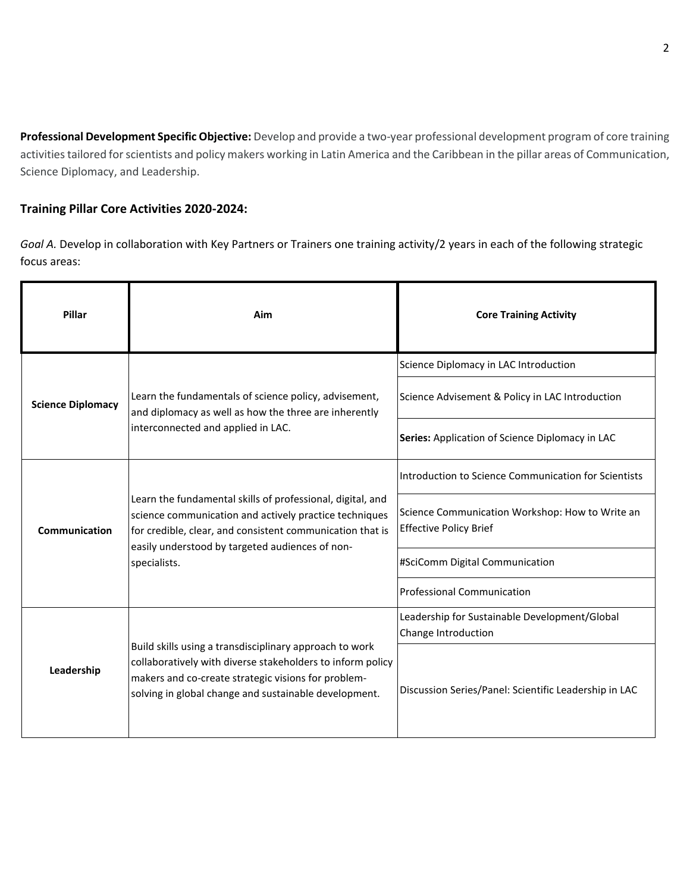**Professional Development Specific Objective:** Develop and provide a two-year professional development program of core training activities tailored for scientists and policy makers working in Latin America and the Caribbean in the pillar areas of Communication, Science Diplomacy, and Leadership.

## Training Pillar Core Activities 2020-2024:

*Goal A.* Develop in collaboration with Key Partners or Trainers one training activity/2 years in each of the following strategic focus areas:

| Pillar | Aim | Core Training Activity |
|---|---|---|
| **Science Diplomacy** | Learn the fundamentals of science policy, advisement, and diplomacy as well as how the three are inherently interconnected and applied in LAC. | Science Diplomacy in LAC Introduction |
| | | Science Advisement & Policy in LAC Introduction |
| | | **Series:** Application of Science Diplomacy in LAC |
| **Communication** | Learn the fundamental skills of professional, digital, and science communication and actively practice techniques for credible, clear, and consistent communication that is easily understood by targeted audiences of non-specialists. | Introduction to Science Communication for Scientists |
| | | Science Communication Workshop: How to Write an Effective Policy Brief |
| | | #SciComm Digital Communication |
| | | Professional Communication |
| **Leadership** | Build skills using a transdisciplinary approach to work collaboratively with diverse stakeholders to inform policy makers and co-create strategic visions for problem-solving in global change and sustainable development. | Leadership for Sustainable Development/Global Change Introduction |
| | | Discussion Series/Panel: Scientific Leadership in LAC |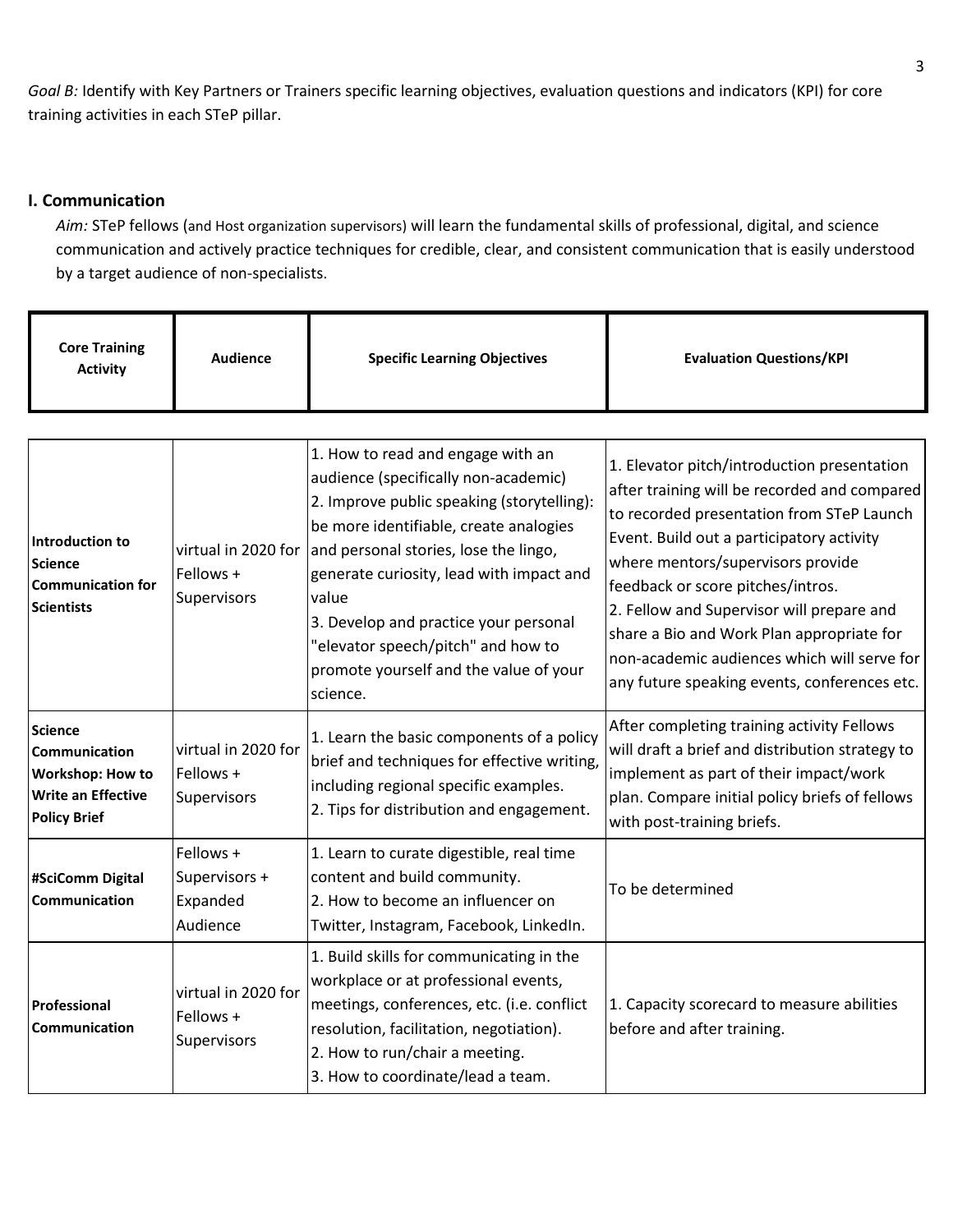*Goal B:* Identify with Key Partners or Trainers specific learning objectives, evaluation questions and indicators (KPI) for core training activities in each STeP pillar.

## I. Communication

*Aim:* STeP fellows (and Host organization supervisors) will learn the fundamental skills of professional, digital, and science communication and actively practice techniques for credible, clear, and consistent communication that is easily understood by a target audience of non-specialists.

| Core Training Activity | Audience | Specific Learning Objectives | Evaluation Questions/KPI |
|---|---|---|---|
| **Introduction to Science Communication for Scientists** | virtual in 2020 for Fellows + Supervisors | 1. How to read and engage with an audience (specifically non-academic)<br>2. Improve public speaking (storytelling): be more identifiable, create analogies and personal stories, lose the lingo, generate curiosity, lead with impact and value<br>3. Develop and practice your personal "elevator speech/pitch" and how to promote yourself and the value of your science. | 1. Elevator pitch/introduction presentation after training will be recorded and compared to recorded presentation from STeP Launch Event. Build out a participatory activity where mentors/supervisors provide feedback or score pitches/intros.<br>2. Fellow and Supervisor will prepare and share a Bio and Work Plan appropriate for non-academic audiences which will serve for any future speaking events, conferences etc. |
| **Science Communication Workshop: How to Write an Effective Policy Brief** | virtual in 2020 for Fellows + Supervisors | 1. Learn the basic components of a policy brief and techniques for effective writing, including regional specific examples.<br>2. Tips for distribution and engagement. | After completing training activity Fellows will draft a brief and distribution strategy to implement as part of their impact/work plan. Compare initial policy briefs of fellows with post-training briefs. |
| **#SciComm Digital Communication** | Fellows + Supervisors + Expanded Audience | 1. Learn to curate digestible, real time content and build community.<br>2. How to become an influencer on Twitter, Instagram, Facebook, LinkedIn. | To be determined |
| **Professional Communication** | virtual in 2020 for Fellows + Supervisors | 1. Build skills for communicating in the workplace or at professional events, meetings, conferences, etc. (i.e. conflict resolution, facilitation, negotiation).<br>2. How to run/chair a meeting.<br>3. How to coordinate/lead a team. | 1. Capacity scorecard to measure abilities before and after training. |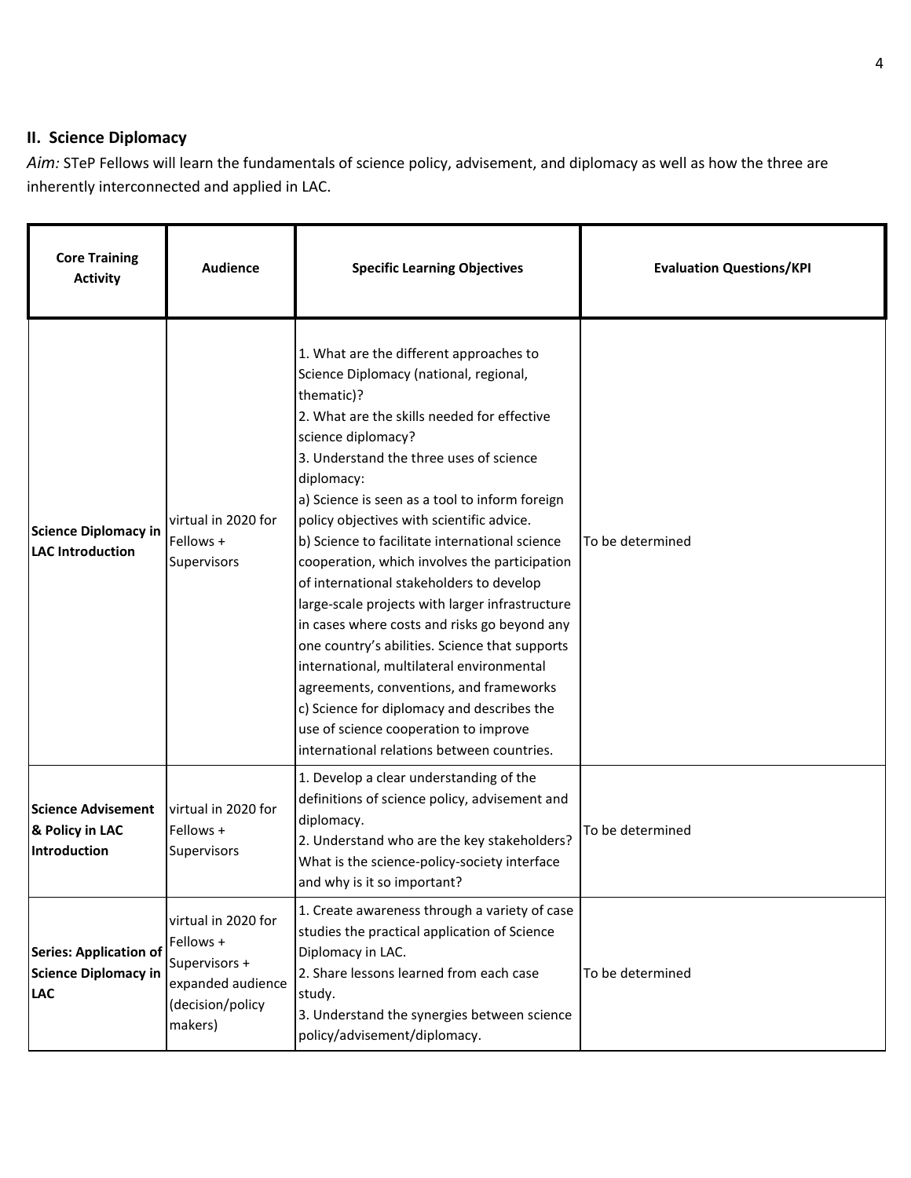## II. Science Diplomacy

*Aim:* STeP Fellows will learn the fundamentals of science policy, advisement, and diplomacy as well as how the three are inherently interconnected and applied in LAC.

| Core Training Activity | Audience | Specific Learning Objectives | Evaluation Questions/KPI |
|---|---|---|---|
| **Science Diplomacy in LAC Introduction** | virtual in 2020 for Fellows + Supervisors | 1. What are the different approaches to Science Diplomacy (national, regional, thematic)?<br>2. What are the skills needed for effective science diplomacy?<br>3. Understand the three uses of science diplomacy:<br>a) Science is seen as a tool to inform foreign policy objectives with scientific advice.<br>b) Science to facilitate international science cooperation, which involves the participation of international stakeholders to develop large-scale projects with larger infrastructure in cases where costs and risks go beyond any one country's abilities. Science that supports international, multilateral environmental agreements, conventions, and frameworks<br>c) Science for diplomacy and describes the use of science cooperation to improve international relations between countries. | To be determined |
| **Science Advisement & Policy in LAC Introduction** | virtual in 2020 for Fellows + Supervisors | 1. Develop a clear understanding of the definitions of science policy, advisement and diplomacy.<br>2. Understand who are the key stakeholders? What is the science-policy-society interface and why is it so important? | To be determined |
| **Series: Application of Science Diplomacy in LAC** | virtual in 2020 for Fellows + Supervisors + expanded audience (decision/policy makers) | 1. Create awareness through a variety of case studies the practical application of Science Diplomacy in LAC.<br>2. Share lessons learned from each case study.<br>3. Understand the synergies between science policy/advisement/diplomacy. | To be determined |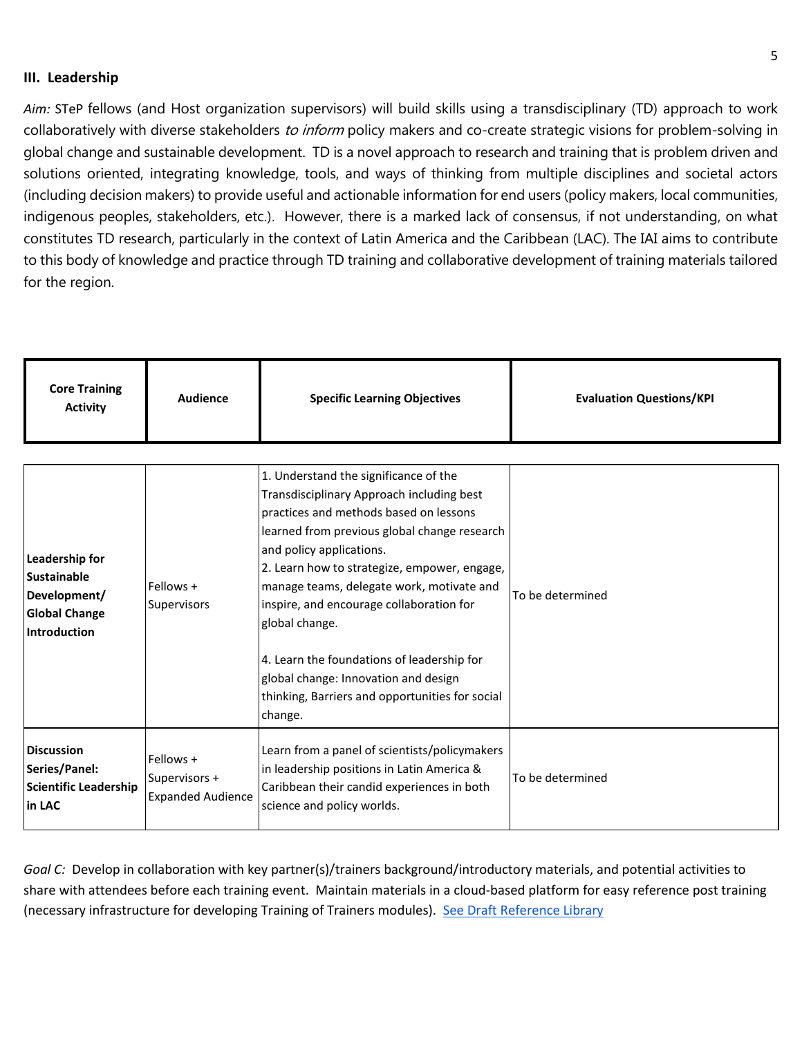### III. Leadership

*Aim:* STeP fellows (and Host organization supervisors) will build skills using a transdisciplinary (TD) approach to work collaboratively with diverse stakeholders *to inform* policy makers and co-create strategic visions for problem-solving in global change and sustainable development. TD is a novel approach to research and training that is problem driven and solutions oriented, integrating knowledge, tools, and ways of thinking from multiple disciplines and societal actors (including decision makers) to provide useful and actionable information for end users (policy makers, local communities, indigenous peoples, stakeholders, etc.). However, there is a marked lack of consensus, if not understanding, on what constitutes TD research, particularly in the context of Latin America and the Caribbean (LAC). The IAI aims to contribute to this body of knowledge and practice through TD training and collaborative development of training materials tailored for the region.

| Core Training Activity | Audience | Specific Learning Objectives | Evaluation Questions/KPI |
|---|---|---|---|
| **Leadership for Sustainable Development/ Global Change Introduction** | Fellows + Supervisors | 1. Understand the significance of the Transdisciplinary Approach including best practices and methods based on lessons learned from previous global change research and policy applications.<br>2. Learn how to strategize, empower, engage, manage teams, delegate work, motivate and inspire, and encourage collaboration for global change.<br><br>4. Learn the foundations of leadership for global change: Innovation and design thinking, Barriers and opportunities for social change. | To be determined |
| **Discussion Series/Panel: Scientific Leadership in LAC** | Fellows + Supervisors + Expanded Audience | Learn from a panel of scientists/policymakers in leadership positions in Latin America & Caribbean their candid experiences in both science and policy worlds. | To be determined |

*Goal C:* Develop in collaboration with key partner(s)/trainers background/introductory materials, and potential activities to share with attendees before each training event. Maintain materials in a cloud-based platform for easy reference post training (necessary infrastructure for developing Training of Trainers modules). See Draft Reference Library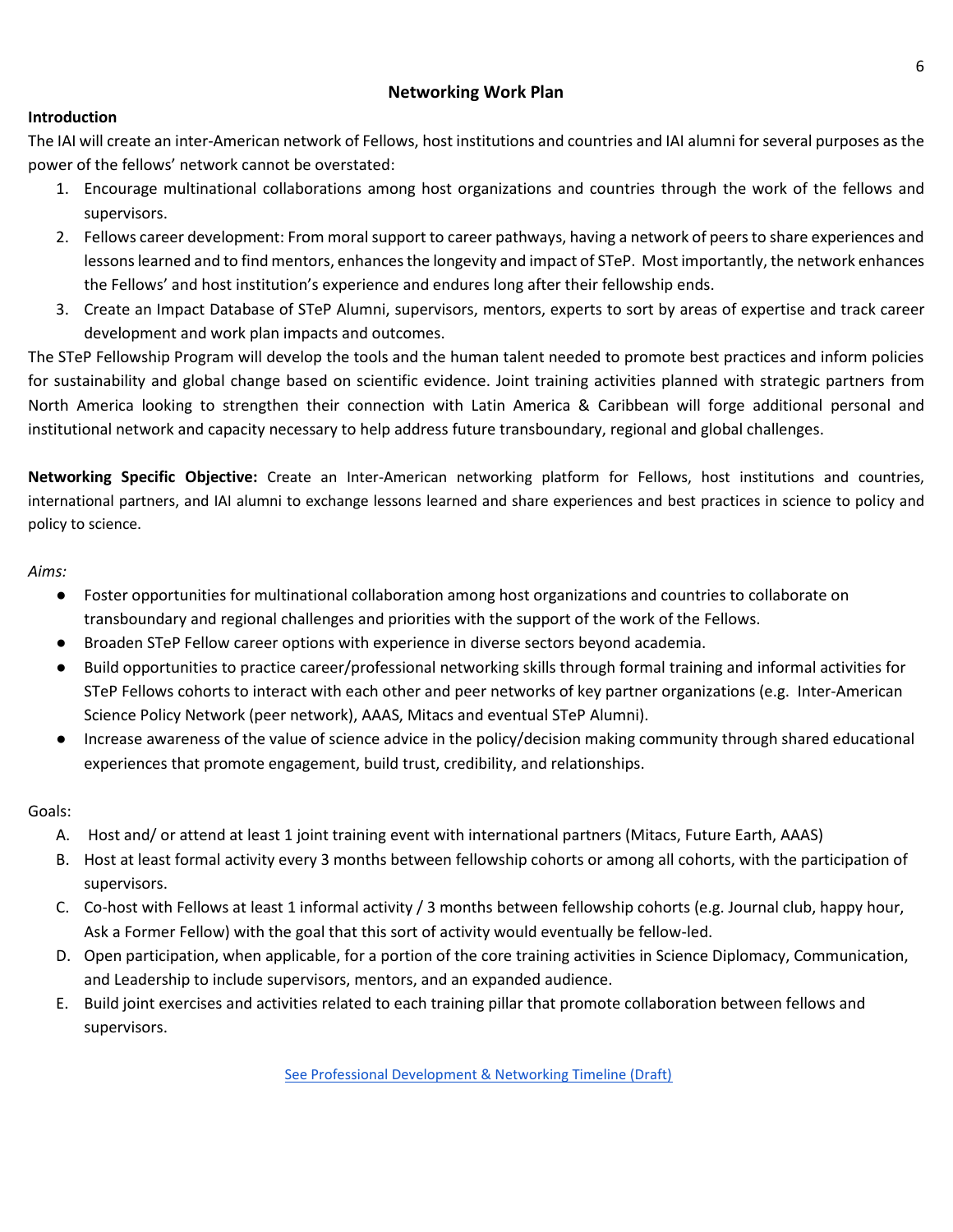## Networking Work Plan

**Introduction**

The IAI will create an inter-American network of Fellows, host institutions and countries and IAI alumni for several purposes as the power of the fellows' network cannot be overstated:

1. Encourage multinational collaborations among host organizations and countries through the work of the fellows and supervisors.
2. Fellows career development: From moral support to career pathways, having a network of peers to share experiences and lessons learned and to find mentors, enhances the longevity and impact of STeP. Most importantly, the network enhances the Fellows' and host institution's experience and endures long after their fellowship ends.
3. Create an Impact Database of STeP Alumni, supervisors, mentors, experts to sort by areas of expertise and track career development and work plan impacts and outcomes.

The STeP Fellowship Program will develop the tools and the human talent needed to promote best practices and inform policies for sustainability and global change based on scientific evidence. Joint training activities planned with strategic partners from North America looking to strengthen their connection with Latin America & Caribbean will forge additional personal and institutional network and capacity necessary to help address future transboundary, regional and global challenges.

**Networking Specific Objective:** Create an Inter-American networking platform for Fellows, host institutions and countries, international partners, and IAI alumni to exchange lessons learned and share experiences and best practices in science to policy and policy to science.

*Aims:*

- Foster opportunities for multinational collaboration among host organizations and countries to collaborate on transboundary and regional challenges and priorities with the support of the work of the Fellows.
- Broaden STeP Fellow career options with experience in diverse sectors beyond academia.
- Build opportunities to practice career/professional networking skills through formal training and informal activities for STeP Fellows cohorts to interact with each other and peer networks of key partner organizations (e.g. Inter-American Science Policy Network (peer network), AAAS, Mitacs and eventual STeP Alumni).
- Increase awareness of the value of science advice in the policy/decision making community through shared educational experiences that promote engagement, build trust, credibility, and relationships.

Goals:

A. Host and/ or attend at least 1 joint training event with international partners (Mitacs, Future Earth, AAAS)
B. Host at least formal activity every 3 months between fellowship cohorts or among all cohorts, with the participation of supervisors.
C. Co-host with Fellows at least 1 informal activity / 3 months between fellowship cohorts (e.g. Journal club, happy hour, Ask a Former Fellow) with the goal that this sort of activity would eventually be fellow-led.
D. Open participation, when applicable, for a portion of the core training activities in Science Diplomacy, Communication, and Leadership to include supervisors, mentors, and an expanded audience.
E. Build joint exercises and activities related to each training pillar that promote collaboration between fellows and supervisors.

See Professional Development & Networking Timeline (Draft)